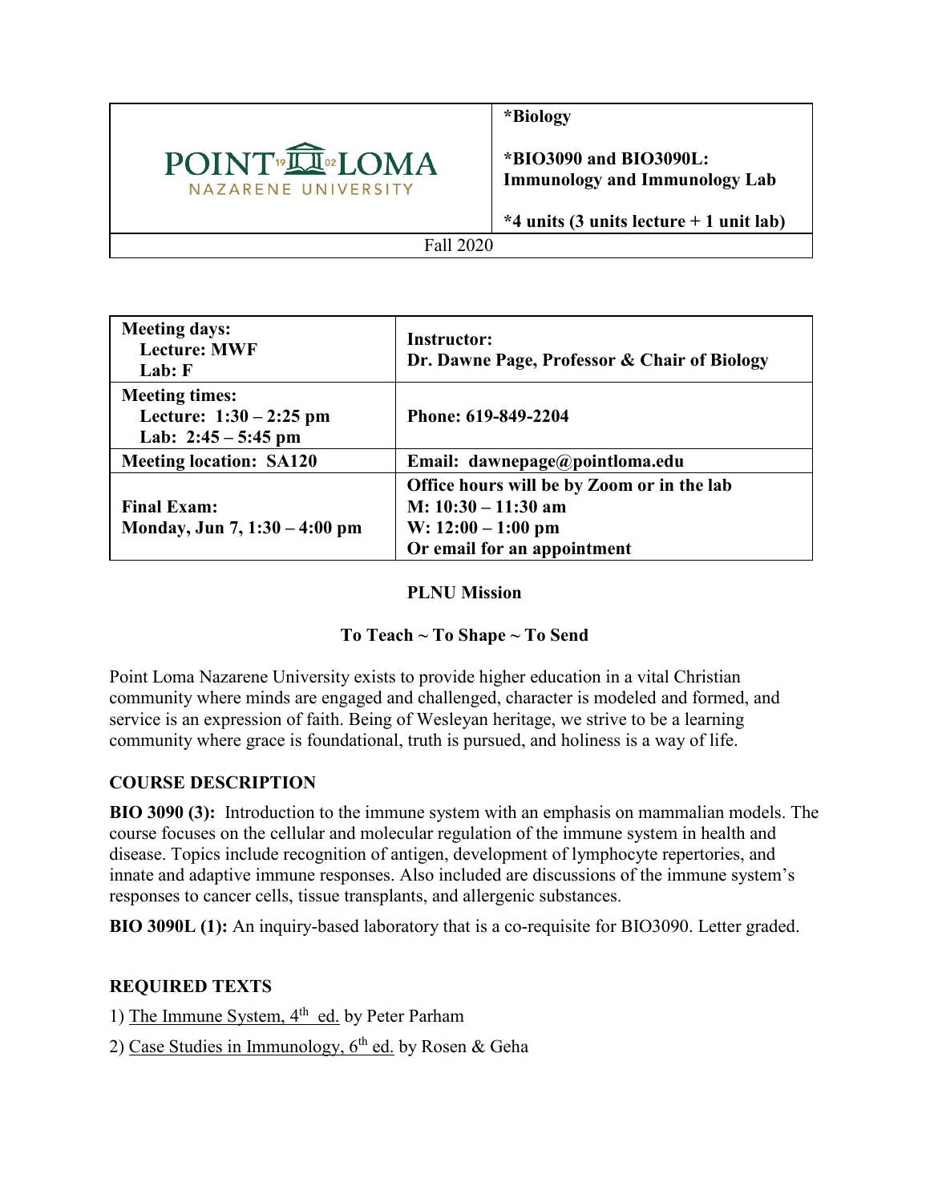| POINT LOMA NAZARENE UNIVERSITY | **\*Biology**<br><br>**\*BIO3090 and BIO3090L: Immunology and Immunology Lab**<br><br>**\*4 units (3 units lecture + 1 unit lab)** |
|---|---|
| Fall 2020 | |

| **Meeting days:**<br>**Lecture: MWF**<br>**Lab: F** | **Instructor:**<br>**Dr. Dawne Page, Professor & Chair of Biology** |
|---|---|
| **Meeting times:**<br>**Lecture: 1:30 – 2:25 pm**<br>**Lab: 2:45 – 5:45 pm** | **Phone: 619-849-2204** |
| **Meeting location: SA120** | **Email: dawnepage@pointloma.edu** |
| **Final Exam:**<br>**Monday, Jun 7, 1:30 – 4:00 pm** | **Office hours will be by Zoom or in the lab**<br>**M: 10:30 – 11:30 am**<br>**W: 12:00 – 1:00 pm**<br>**Or email for an appointment** |

**PLNU Mission**

**To Teach ~ To Shape ~ To Send**

Point Loma Nazarene University exists to provide higher education in a vital Christian community where minds are engaged and challenged, character is modeled and formed, and service is an expression of faith. Being of Wesleyan heritage, we strive to be a learning community where grace is foundational, truth is pursued, and holiness is a way of life.

## COURSE DESCRIPTION

**BIO 3090 (3):** Introduction to the immune system with an emphasis on mammalian models. The course focuses on the cellular and molecular regulation of the immune system in health and disease. Topics include recognition of antigen, development of lymphocyte repertories, and innate and adaptive immune responses. Also included are discussions of the immune system's responses to cancer cells, tissue transplants, and allergenic substances.

**BIO 3090L (1):** An inquiry-based laboratory that is a co-requisite for BIO3090. Letter graded.

## REQUIRED TEXTS

1) The Immune System, 4th ed. by Peter Parham

2) Case Studies in Immunology, 6th ed. by Rosen & Geha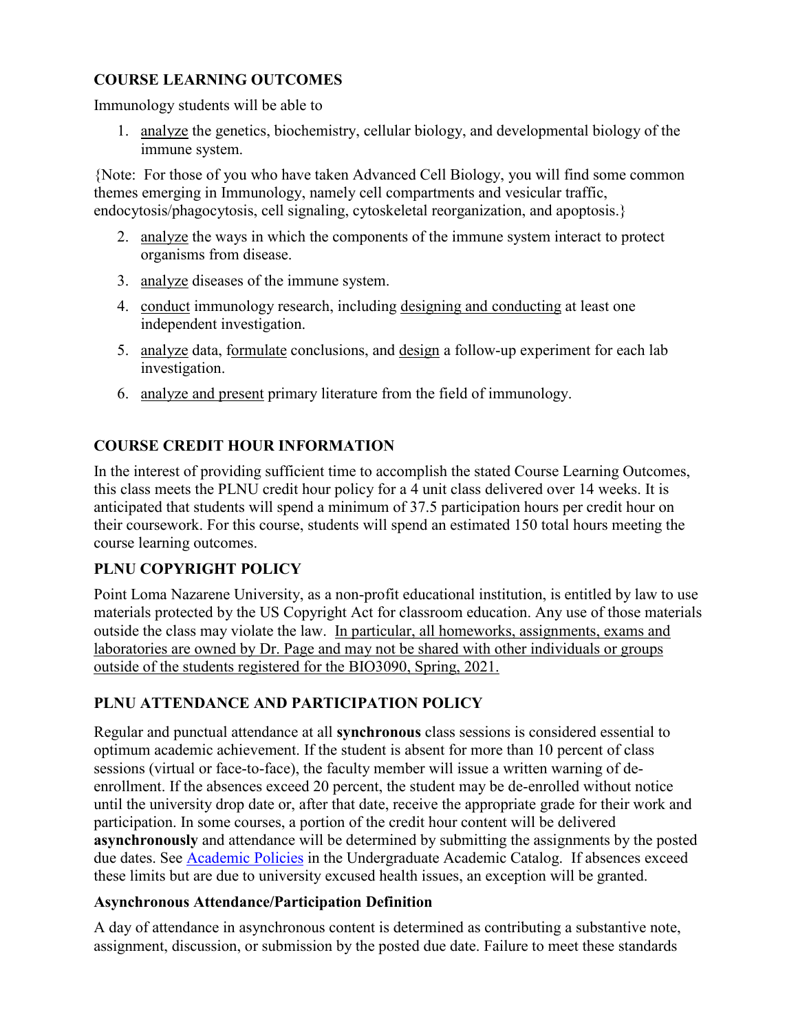## COURSE LEARNING OUTCOMES

Immunology students will be able to

1. analyze the genetics, biochemistry, cellular biology, and developmental biology of the immune system.

{Note: For those of you who have taken Advanced Cell Biology, you will find some common themes emerging in Immunology, namely cell compartments and vesicular traffic, endocytosis/phagocytosis, cell signaling, cytoskeletal reorganization, and apoptosis.}

2. analyze the ways in which the components of the immune system interact to protect organisms from disease.
3. analyze diseases of the immune system.
4. conduct immunology research, including designing and conducting at least one independent investigation.
5. analyze data, formulate conclusions, and design a follow-up experiment for each lab investigation.
6. analyze and present primary literature from the field of immunology.

## COURSE CREDIT HOUR INFORMATION

In the interest of providing sufficient time to accomplish the stated Course Learning Outcomes, this class meets the PLNU credit hour policy for a 4 unit class delivered over 14 weeks. It is anticipated that students will spend a minimum of 37.5 participation hours per credit hour on their coursework. For this course, students will spend an estimated 150 total hours meeting the course learning outcomes.

## PLNU COPYRIGHT POLICY

Point Loma Nazarene University, as a non-profit educational institution, is entitled by law to use materials protected by the US Copyright Act for classroom education. Any use of those materials outside the class may violate the law. In particular, all homeworks, assignments, exams and laboratories are owned by Dr. Page and may not be shared with other individuals or groups outside of the students registered for the BIO3090, Spring, 2021.

## PLNU ATTENDANCE AND PARTICIPATION POLICY

Regular and punctual attendance at all **synchronous** class sessions is considered essential to optimum academic achievement. If the student is absent for more than 10 percent of class sessions (virtual or face-to-face), the faculty member will issue a written warning of de-enrollment. If the absences exceed 20 percent, the student may be de-enrolled without notice until the university drop date or, after that date, receive the appropriate grade for their work and participation. In some courses, a portion of the credit hour content will be delivered **asynchronously** and attendance will be determined by submitting the assignments by the posted due dates. See Academic Policies in the Undergraduate Academic Catalog. If absences exceed these limits but are due to university excused health issues, an exception will be granted.

### Asynchronous Attendance/Participation Definition

A day of attendance in asynchronous content is determined as contributing a substantive note, assignment, discussion, or submission by the posted due date. Failure to meet these standards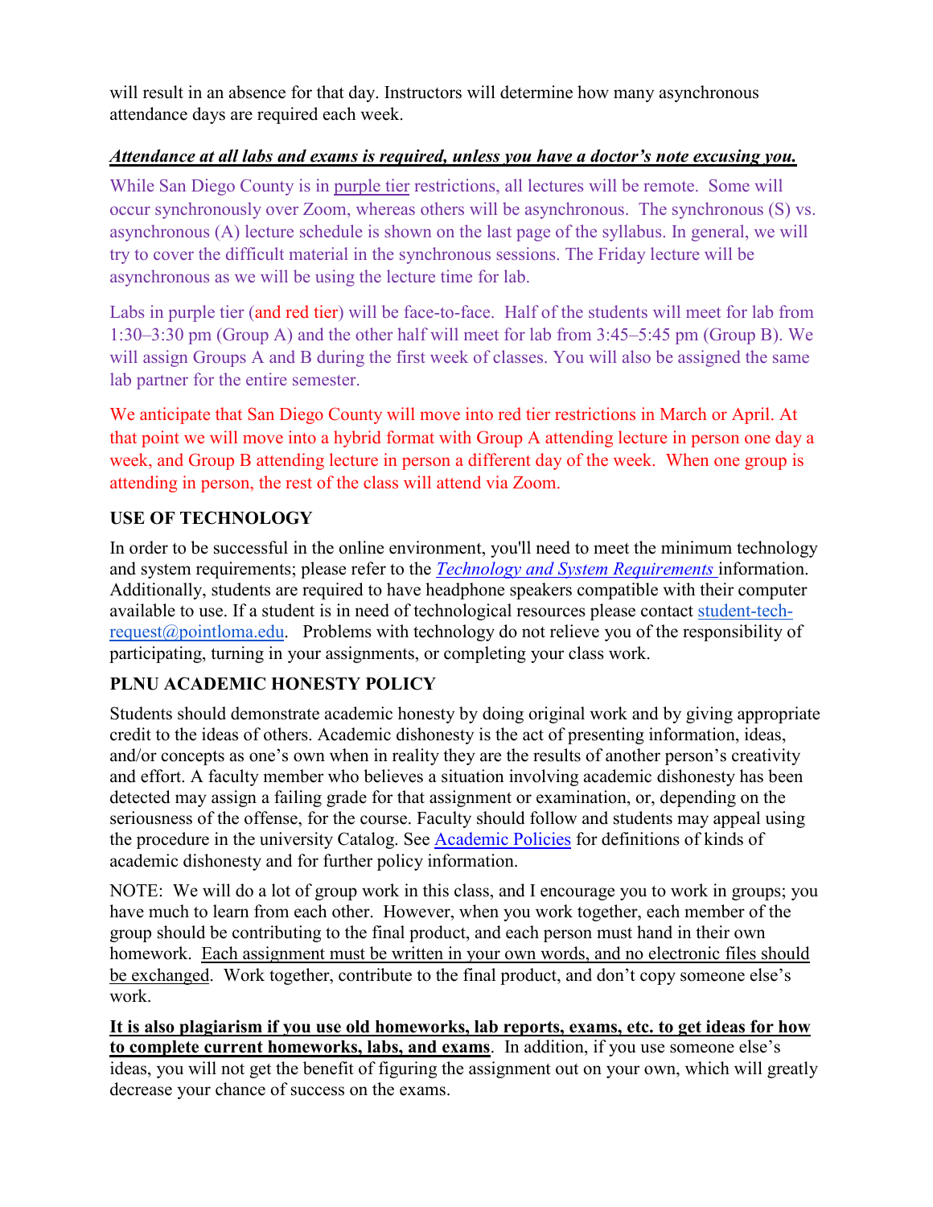will result in an absence for that day. Instructors will determine how many asynchronous attendance days are required each week.

***Attendance at all labs and exams is required, unless you have a doctor's note excusing you.***

While San Diego County is in purple tier restrictions, all lectures will be remote. Some will occur synchronously over Zoom, whereas others will be asynchronous. The synchronous (S) vs. asynchronous (A) lecture schedule is shown on the last page of the syllabus. In general, we will try to cover the difficult material in the synchronous sessions. The Friday lecture will be asynchronous as we will be using the lecture time for lab.

Labs in purple tier (and red tier) will be face-to-face. Half of the students will meet for lab from 1:30–3:30 pm (Group A) and the other half will meet for lab from 3:45–5:45 pm (Group B). We will assign Groups A and B during the first week of classes. You will also be assigned the same lab partner for the entire semester.

We anticipate that San Diego County will move into red tier restrictions in March or April. At that point we will move into a hybrid format with Group A attending lecture in person one day a week, and Group B attending lecture in person a different day of the week. When one group is attending in person, the rest of the class will attend via Zoom.

## USE OF TECHNOLOGY

In order to be successful in the online environment, you'll need to meet the minimum technology and system requirements; please refer to the *Technology and System Requirements* information. Additionally, students are required to have headphone speakers compatible with their computer available to use. If a student is in need of technological resources please contact student-tech-request@pointloma.edu. Problems with technology do not relieve you of the responsibility of participating, turning in your assignments, or completing your class work.

## PLNU ACADEMIC HONESTY POLICY

Students should demonstrate academic honesty by doing original work and by giving appropriate credit to the ideas of others. Academic dishonesty is the act of presenting information, ideas, and/or concepts as one's own when in reality they are the results of another person's creativity and effort. A faculty member who believes a situation involving academic dishonesty has been detected may assign a failing grade for that assignment or examination, or, depending on the seriousness of the offense, for the course. Faculty should follow and students may appeal using the procedure in the university Catalog. See Academic Policies for definitions of kinds of academic dishonesty and for further policy information.

NOTE: We will do a lot of group work in this class, and I encourage you to work in groups; you have much to learn from each other. However, when you work together, each member of the group should be contributing to the final product, and each person must hand in their own homework. Each assignment must be written in your own words, and no electronic files should be exchanged. Work together, contribute to the final product, and don't copy someone else's work.

**It is also plagiarism if you use old homeworks, lab reports, exams, etc. to get ideas for how to complete current homeworks, labs, and exams**. In addition, if you use someone else's ideas, you will not get the benefit of figuring the assignment out on your own, which will greatly decrease your chance of success on the exams.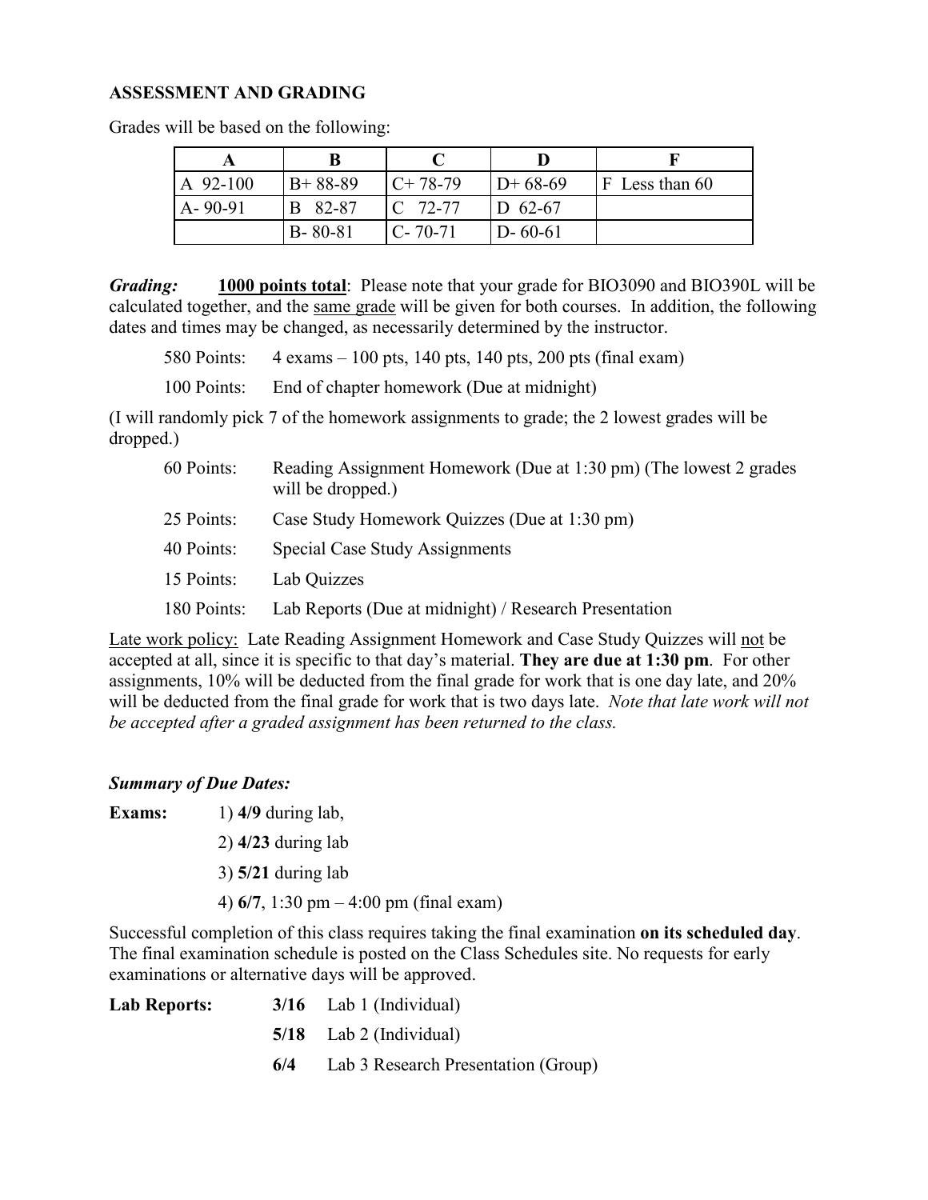### ASSESSMENT AND GRADING

Grades will be based on the following:

| A | B | C | D | F |
|---|---|---|---|---|
| A 92-100 | B+ 88-89 | C+ 78-79 | D+ 68-69 | F Less than 60 |
| A- 90-91 | B 82-87 | C 72-77 | D 62-67 | |
| | B- 80-81 | C- 70-71 | D- 60-61 | |

***Grading:*** **<u>1000 points total</u>**: Please note that your grade for BIO3090 and BIO390L will be calculated together, and the <u>same grade</u> will be given for both courses. In addition, the following dates and times may be changed, as necessarily determined by the instructor.

580 Points: 4 exams – 100 pts, 140 pts, 140 pts, 200 pts (final exam)

100 Points: End of chapter homework (Due at midnight)

(I will randomly pick 7 of the homework assignments to grade; the 2 lowest grades will be dropped.)

60 Points: Reading Assignment Homework (Due at 1:30 pm) (The lowest 2 grades will be dropped.)

25 Points: Case Study Homework Quizzes (Due at 1:30 pm)

40 Points: Special Case Study Assignments

15 Points: Lab Quizzes

180 Points: Lab Reports (Due at midnight) / Research Presentation

<u>Late work policy:</u> Late Reading Assignment Homework and Case Study Quizzes will <u>not</u> be accepted at all, since it is specific to that day's material. **They are due at 1:30 pm**. For other assignments, 10% will be deducted from the final grade for work that is one day late, and 20% will be deducted from the final grade for work that is two days late. *Note that late work will not be accepted after a graded assignment has been returned to the class.*

***Summary of Due Dates:***

**Exams:**
1) **4/9** during lab,
2) **4/23** during lab
3) **5/21** during lab
4) **6/7**, 1:30 pm – 4:00 pm (final exam)

Successful completion of this class requires taking the final examination **on its scheduled day**. The final examination schedule is posted on the Class Schedules site. No requests for early examinations or alternative days will be approved.

**Lab Reports:**
- **3/16** Lab 1 (Individual)
- **5/18** Lab 2 (Individual)
- **6/4** Lab 3 Research Presentation (Group)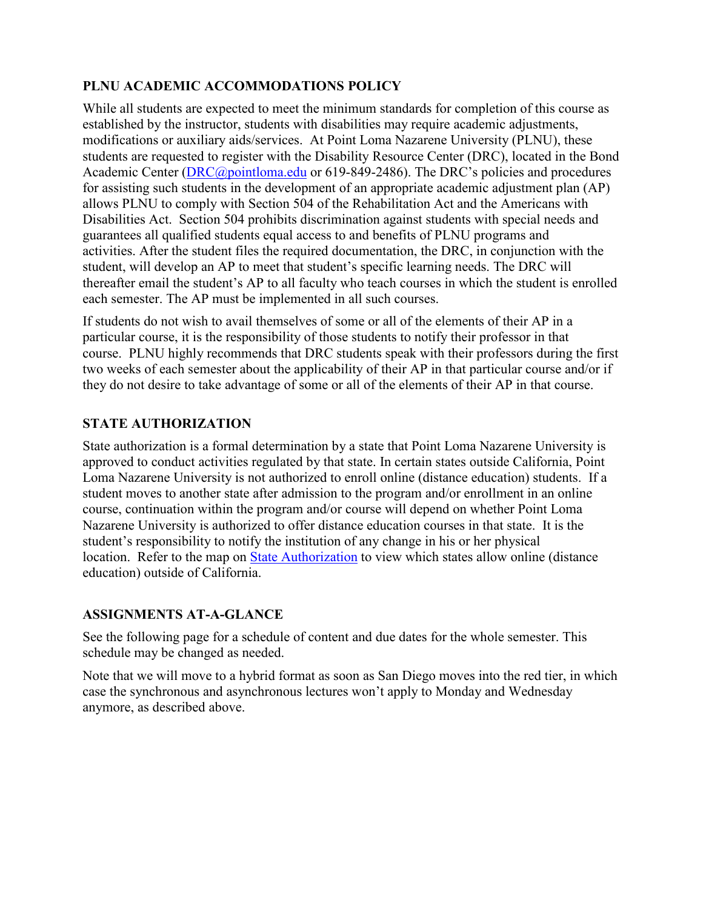## PLNU ACADEMIC ACCOMMODATIONS POLICY

While all students are expected to meet the minimum standards for completion of this course as established by the instructor, students with disabilities may require academic adjustments, modifications or auxiliary aids/services. At Point Loma Nazarene University (PLNU), these students are requested to register with the Disability Resource Center (DRC), located in the Bond Academic Center (DRC@pointloma.edu or 619-849-2486). The DRC's policies and procedures for assisting such students in the development of an appropriate academic adjustment plan (AP) allows PLNU to comply with Section 504 of the Rehabilitation Act and the Americans with Disabilities Act. Section 504 prohibits discrimination against students with special needs and guarantees all qualified students equal access to and benefits of PLNU programs and activities. After the student files the required documentation, the DRC, in conjunction with the student, will develop an AP to meet that student's specific learning needs. The DRC will thereafter email the student's AP to all faculty who teach courses in which the student is enrolled each semester. The AP must be implemented in all such courses.

If students do not wish to avail themselves of some or all of the elements of their AP in a particular course, it is the responsibility of those students to notify their professor in that course. PLNU highly recommends that DRC students speak with their professors during the first two weeks of each semester about the applicability of their AP in that particular course and/or if they do not desire to take advantage of some or all of the elements of their AP in that course.

## STATE AUTHORIZATION

State authorization is a formal determination by a state that Point Loma Nazarene University is approved to conduct activities regulated by that state. In certain states outside California, Point Loma Nazarene University is not authorized to enroll online (distance education) students. If a student moves to another state after admission to the program and/or enrollment in an online course, continuation within the program and/or course will depend on whether Point Loma Nazarene University is authorized to offer distance education courses in that state. It is the student's responsibility to notify the institution of any change in his or her physical location. Refer to the map on State Authorization to view which states allow online (distance education) outside of California.

## ASSIGNMENTS AT-A-GLANCE

See the following page for a schedule of content and due dates for the whole semester. This schedule may be changed as needed.

Note that we will move to a hybrid format as soon as San Diego moves into the red tier, in which case the synchronous and asynchronous lectures won't apply to Monday and Wednesday anymore, as described above.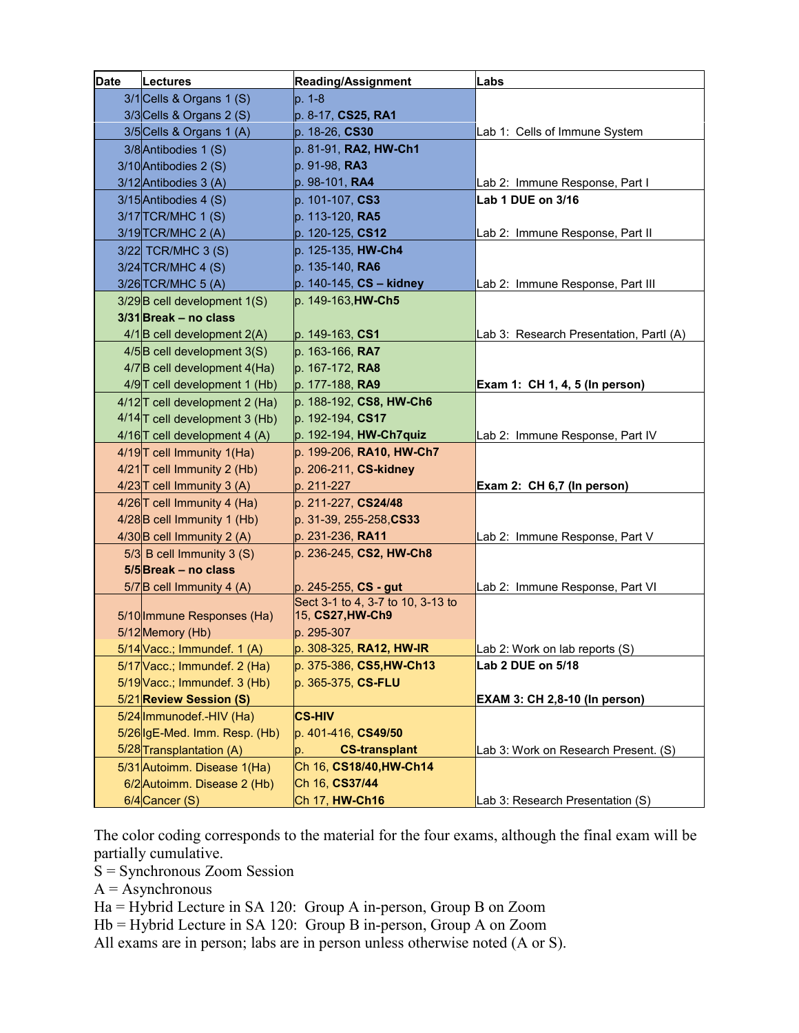| Date | Lectures | Reading/Assignment | Labs |
|---|---|---|---|
| 3/1 | Cells & Organs 1 (S) | p. 1-8 | |
| 3/3 | Cells & Organs 2 (S) | p. 8-17, **CS25, RA1** | |
| 3/5 | Cells & Organs 1 (A) | p. 18-26, **CS30** | Lab 1: Cells of Immune System |
| 3/8 | Antibodies 1 (S) | p. 81-91, **RA2, HW-Ch1** | |
| 3/10 | Antibodies 2 (S) | p. 91-98, **RA3** | |
| 3/12 | Antibodies 3 (A) | p. 98-101, **RA4** | Lab 2: Immune Response, Part I |
| 3/15 | Antibodies 4 (S) | p. 101-107, **CS3** | **Lab 1 DUE on 3/16** |
| 3/17 | TCR/MHC 1 (S) | p. 113-120, **RA5** | |
| 3/19 | TCR/MHC 2 (A) | p. 120-125, **CS12** | Lab 2: Immune Response, Part II |
| 3/22 | TCR/MHC 3 (S) | p. 125-135, **HW-Ch4** | |
| 3/24 | TCR/MHC 4 (S) | p. 135-140, **RA6** | |
| 3/26 | TCR/MHC 5 (A) | p. 140-145, **CS – kidney** | Lab 2: Immune Response, Part III |
| 3/29 | B cell development 1(S) | p. 149-163,**HW-Ch5** | |
| **3/31** | **Break – no class** | | |
| 4/1 | B cell development 2(A) | p. 149-163, **CS1** | Lab 3: Research Presentation, PartI (A) |
| 4/5 | B cell development 3(S) | p. 163-166, **RA7** | |
| 4/7 | B cell development 4(Ha) | p. 167-172, **RA8** | |
| 4/9 | T cell development 1 (Hb) | p. 177-188, **RA9** | **Exam 1: CH 1, 4, 5 (In person)** |
| 4/12 | T cell development 2 (Ha) | p. 188-192, **CS8, HW-Ch6** | |
| 4/14 | T cell development 3 (Hb) | p. 192-194, **CS17** | |
| 4/16 | T cell development 4 (A) | p. 192-194, **HW-Ch7quiz** | Lab 2: Immune Response, Part IV |
| 4/19 | T cell Immunity 1(Ha) | p. 199-206, **RA10, HW-Ch7** | |
| 4/21 | T cell Immunity 2 (Hb) | p. 206-211, **CS-kidney** | |
| 4/23 | T cell Immunity 3 (A) | p. 211-227 | **Exam 2: CH 6,7 (In person)** |
| 4/26 | T cell Immunity 4 (Ha) | p. 211-227, **CS24/48** | |
| 4/28 | B cell Immunity 1 (Hb) | p. 31-39, 255-258,**CS33** | |
| 4/30 | B cell Immunity 2 (A) | p. 231-236, **RA11** | Lab 2: Immune Response, Part V |
| 5/3 | B cell Immunity 3 (S) | p. 236-245, **CS2, HW-Ch8** | |
| **5/5** | **Break – no class** | | |
| 5/7 | B cell Immunity 4 (A) | p. 245-255, **CS - gut** | Lab 2: Immune Response, Part VI |
| 5/10 | Immune Responses (Ha) | Sect 3-1 to 4, 3-7 to 10, 3-13 to 15, **CS27,HW-Ch9** | |
| 5/12 | Memory (Hb) | p. 295-307 | |
| 5/14 | Vacc.; Immundef. 1 (A) | p. 308-325, **RA12, HW-IR** | Lab 2: Work on lab reports (S) |
| 5/17 | Vacc.; Immundef. 2 (Ha) | p. 375-386, **CS5,HW-Ch13** | **Lab 2 DUE on 5/18** |
| 5/19 | Vacc.; Immundef. 3 (Hb) | p. 365-375, **CS-FLU** | |
| 5/21 | **Review Session (S)** | | **EXAM 3: CH 2,8-10 (In person)** |
| 5/24 | Immunodef.-HIV (Ha) | **CS-HIV** | |
| 5/26 | IgE-Med. Imm. Resp. (Hb) | p. 401-416, **CS49/50** | |
| 5/28 | Transplantation (A) | p. **CS-transplant** | Lab 3: Work on Research Present. (S) |
| 5/31 | Autoimm. Disease 1(Ha) | Ch 16, **CS18/40,HW-Ch14** | |
| 6/2 | Autoimm. Disease 2 (Hb) | Ch 16, **CS37/44** | |
| 6/4 | Cancer (S) | Ch 17, **HW-Ch16** | Lab 3: Research Presentation (S) |

The color coding corresponds to the material for the four exams, although the final exam will be partially cumulative.
S = Synchronous Zoom Session
A = Asynchronous
Ha = Hybrid Lecture in SA 120: Group A in-person, Group B on Zoom
Hb = Hybrid Lecture in SA 120: Group B in-person, Group A on Zoom
All exams are in person; labs are in person unless otherwise noted (A or S).